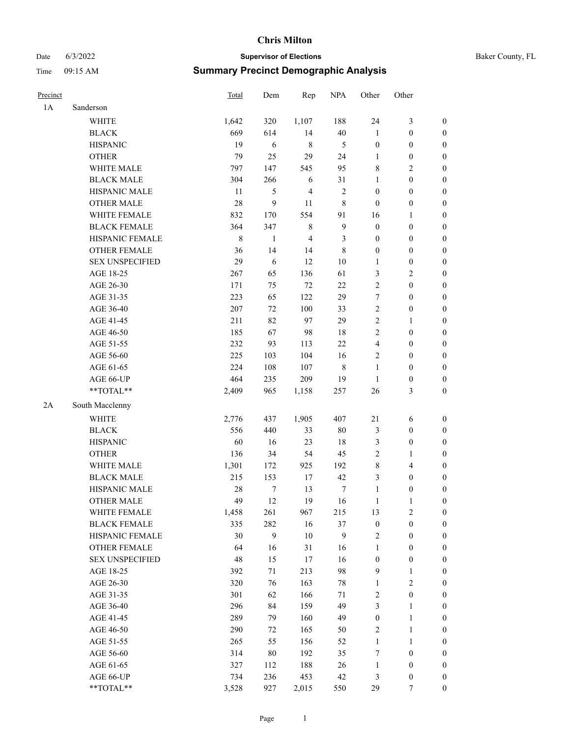# Chris Milton

Date 6/3/2022 **Supervisor of Elections** Baker County, FL

Time 09:15 AM **Summary Precinct Demographic Analysis**

| Precinct | | Total | Dem | Rep | NPA | Other | Other | |
|---|---|---|---|---|---|---|---|---|
| 1A | Sanderson | | | | | | | |
| | WHITE | 1,642 | 320 | 1,107 | 188 | 24 | 3 | 0 |
| | BLACK | 669 | 614 | 14 | 40 | 1 | 0 | 0 |
| | HISPANIC | 19 | 6 | 8 | 5 | 0 | 0 | 0 |
| | OTHER | 79 | 25 | 29 | 24 | 1 | 0 | 0 |
| | WHITE MALE | 797 | 147 | 545 | 95 | 8 | 2 | 0 |
| | BLACK MALE | 304 | 266 | 6 | 31 | 1 | 0 | 0 |
| | HISPANIC MALE | 11 | 5 | 4 | 2 | 0 | 0 | 0 |
| | OTHER MALE | 28 | 9 | 11 | 8 | 0 | 0 | 0 |
| | WHITE FEMALE | 832 | 170 | 554 | 91 | 16 | 1 | 0 |
| | BLACK FEMALE | 364 | 347 | 8 | 9 | 0 | 0 | 0 |
| | HISPANIC FEMALE | 8 | 1 | 4 | 3 | 0 | 0 | 0 |
| | OTHER FEMALE | 36 | 14 | 14 | 8 | 0 | 0 | 0 |
| | SEX UNSPECIFIED | 29 | 6 | 12 | 10 | 1 | 0 | 0 |
| | AGE 18-25 | 267 | 65 | 136 | 61 | 3 | 2 | 0 |
| | AGE 26-30 | 171 | 75 | 72 | 22 | 2 | 0 | 0 |
| | AGE 31-35 | 223 | 65 | 122 | 29 | 7 | 0 | 0 |
| | AGE 36-40 | 207 | 72 | 100 | 33 | 2 | 0 | 0 |
| | AGE 41-45 | 211 | 82 | 97 | 29 | 2 | 1 | 0 |
| | AGE 46-50 | 185 | 67 | 98 | 18 | 2 | 0 | 0 |
| | AGE 51-55 | 232 | 93 | 113 | 22 | 4 | 0 | 0 |
| | AGE 56-60 | 225 | 103 | 104 | 16 | 2 | 0 | 0 |
| | AGE 61-65 | 224 | 108 | 107 | 8 | 1 | 0 | 0 |
| | AGE 66-UP | 464 | 235 | 209 | 19 | 1 | 0 | 0 |
| | **TOTAL** | 2,409 | 965 | 1,158 | 257 | 26 | 3 | 0 |
| 2A | South Macclenny | | | | | | | |
| | WHITE | 2,776 | 437 | 1,905 | 407 | 21 | 6 | 0 |
| | BLACK | 556 | 440 | 33 | 80 | 3 | 0 | 0 |
| | HISPANIC | 60 | 16 | 23 | 18 | 3 | 0 | 0 |
| | OTHER | 136 | 34 | 54 | 45 | 2 | 1 | 0 |
| | WHITE MALE | 1,301 | 172 | 925 | 192 | 8 | 4 | 0 |
| | BLACK MALE | 215 | 153 | 17 | 42 | 3 | 0 | 0 |
| | HISPANIC MALE | 28 | 7 | 13 | 7 | 1 | 0 | 0 |
| | OTHER MALE | 49 | 12 | 19 | 16 | 1 | 1 | 0 |
| | WHITE FEMALE | 1,458 | 261 | 967 | 215 | 13 | 2 | 0 |
| | BLACK FEMALE | 335 | 282 | 16 | 37 | 0 | 0 | 0 |
| | HISPANIC FEMALE | 30 | 9 | 10 | 9 | 2 | 0 | 0 |
| | OTHER FEMALE | 64 | 16 | 31 | 16 | 1 | 0 | 0 |
| | SEX UNSPECIFIED | 48 | 15 | 17 | 16 | 0 | 0 | 0 |
| | AGE 18-25 | 392 | 71 | 213 | 98 | 9 | 1 | 0 |
| | AGE 26-30 | 320 | 76 | 163 | 78 | 1 | 2 | 0 |
| | AGE 31-35 | 301 | 62 | 166 | 71 | 2 | 0 | 0 |
| | AGE 36-40 | 296 | 84 | 159 | 49 | 3 | 1 | 0 |
| | AGE 41-45 | 289 | 79 | 160 | 49 | 0 | 1 | 0 |
| | AGE 46-50 | 290 | 72 | 165 | 50 | 2 | 1 | 0 |
| | AGE 51-55 | 265 | 55 | 156 | 52 | 1 | 1 | 0 |
| | AGE 56-60 | 314 | 80 | 192 | 35 | 7 | 0 | 0 |
| | AGE 61-65 | 327 | 112 | 188 | 26 | 1 | 0 | 0 |
| | AGE 66-UP | 734 | 236 | 453 | 42 | 3 | 0 | 0 |
| | **TOTAL** | 3,528 | 927 | 2,015 | 550 | 29 | 7 | 0 |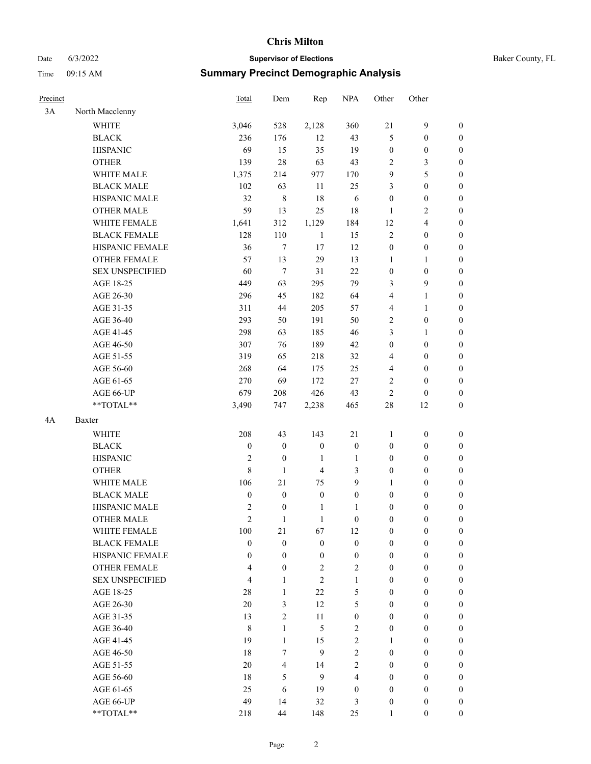# Chris Milton

Date 6/3/2022 **Supervisor of Elections** Baker County, FL

Time 09:15 AM **Summary Precinct Demographic Analysis**

| Precinct | | Total | Dem | Rep | NPA | Other | Other | |
|---|---|---|---|---|---|---|---|---|
| 3A | North Macclenny | | | | | | | |
| | WHITE | 3,046 | 528 | 2,128 | 360 | 21 | 9 | 0 |
| | BLACK | 236 | 176 | 12 | 43 | 5 | 0 | 0 |
| | HISPANIC | 69 | 15 | 35 | 19 | 0 | 0 | 0 |
| | OTHER | 139 | 28 | 63 | 43 | 2 | 3 | 0 |
| | WHITE MALE | 1,375 | 214 | 977 | 170 | 9 | 5 | 0 |
| | BLACK MALE | 102 | 63 | 11 | 25 | 3 | 0 | 0 |
| | HISPANIC MALE | 32 | 8 | 18 | 6 | 0 | 0 | 0 |
| | OTHER MALE | 59 | 13 | 25 | 18 | 1 | 2 | 0 |
| | WHITE FEMALE | 1,641 | 312 | 1,129 | 184 | 12 | 4 | 0 |
| | BLACK FEMALE | 128 | 110 | 1 | 15 | 2 | 0 | 0 |
| | HISPANIC FEMALE | 36 | 7 | 17 | 12 | 0 | 0 | 0 |
| | OTHER FEMALE | 57 | 13 | 29 | 13 | 1 | 1 | 0 |
| | SEX UNSPECIFIED | 60 | 7 | 31 | 22 | 0 | 0 | 0 |
| | AGE 18-25 | 449 | 63 | 295 | 79 | 3 | 9 | 0 |
| | AGE 26-30 | 296 | 45 | 182 | 64 | 4 | 1 | 0 |
| | AGE 31-35 | 311 | 44 | 205 | 57 | 4 | 1 | 0 |
| | AGE 36-40 | 293 | 50 | 191 | 50 | 2 | 0 | 0 |
| | AGE 41-45 | 298 | 63 | 185 | 46 | 3 | 1 | 0 |
| | AGE 46-50 | 307 | 76 | 189 | 42 | 0 | 0 | 0 |
| | AGE 51-55 | 319 | 65 | 218 | 32 | 4 | 0 | 0 |
| | AGE 56-60 | 268 | 64 | 175 | 25 | 4 | 0 | 0 |
| | AGE 61-65 | 270 | 69 | 172 | 27 | 2 | 0 | 0 |
| | AGE 66-UP | 679 | 208 | 426 | 43 | 2 | 0 | 0 |
| | **TOTAL** | 3,490 | 747 | 2,238 | 465 | 28 | 12 | 0 |
| 4A | Baxter | | | | | | | |
| | WHITE | 208 | 43 | 143 | 21 | 1 | 0 | 0 |
| | BLACK | 0 | 0 | 0 | 0 | 0 | 0 | 0 |
| | HISPANIC | 2 | 0 | 1 | 1 | 0 | 0 | 0 |
| | OTHER | 8 | 1 | 4 | 3 | 0 | 0 | 0 |
| | WHITE MALE | 106 | 21 | 75 | 9 | 1 | 0 | 0 |
| | BLACK MALE | 0 | 0 | 0 | 0 | 0 | 0 | 0 |
| | HISPANIC MALE | 2 | 0 | 1 | 1 | 0 | 0 | 0 |
| | OTHER MALE | 2 | 1 | 1 | 0 | 0 | 0 | 0 |
| | WHITE FEMALE | 100 | 21 | 67 | 12 | 0 | 0 | 0 |
| | BLACK FEMALE | 0 | 0 | 0 | 0 | 0 | 0 | 0 |
| | HISPANIC FEMALE | 0 | 0 | 0 | 0 | 0 | 0 | 0 |
| | OTHER FEMALE | 4 | 0 | 2 | 2 | 0 | 0 | 0 |
| | SEX UNSPECIFIED | 4 | 1 | 2 | 1 | 0 | 0 | 0 |
| | AGE 18-25 | 28 | 1 | 22 | 5 | 0 | 0 | 0 |
| | AGE 26-30 | 20 | 3 | 12 | 5 | 0 | 0 | 0 |
| | AGE 31-35 | 13 | 2 | 11 | 0 | 0 | 0 | 0 |
| | AGE 36-40 | 8 | 1 | 5 | 2 | 0 | 0 | 0 |
| | AGE 41-45 | 19 | 1 | 15 | 2 | 1 | 0 | 0 |
| | AGE 46-50 | 18 | 7 | 9 | 2 | 0 | 0 | 0 |
| | AGE 51-55 | 20 | 4 | 14 | 2 | 0 | 0 | 0 |
| | AGE 56-60 | 18 | 5 | 9 | 4 | 0 | 0 | 0 |
| | AGE 61-65 | 25 | 6 | 19 | 0 | 0 | 0 | 0 |
| | AGE 66-UP | 49 | 14 | 32 | 3 | 0 | 0 | 0 |
| | **TOTAL** | 218 | 44 | 148 | 25 | 1 | 0 | 0 |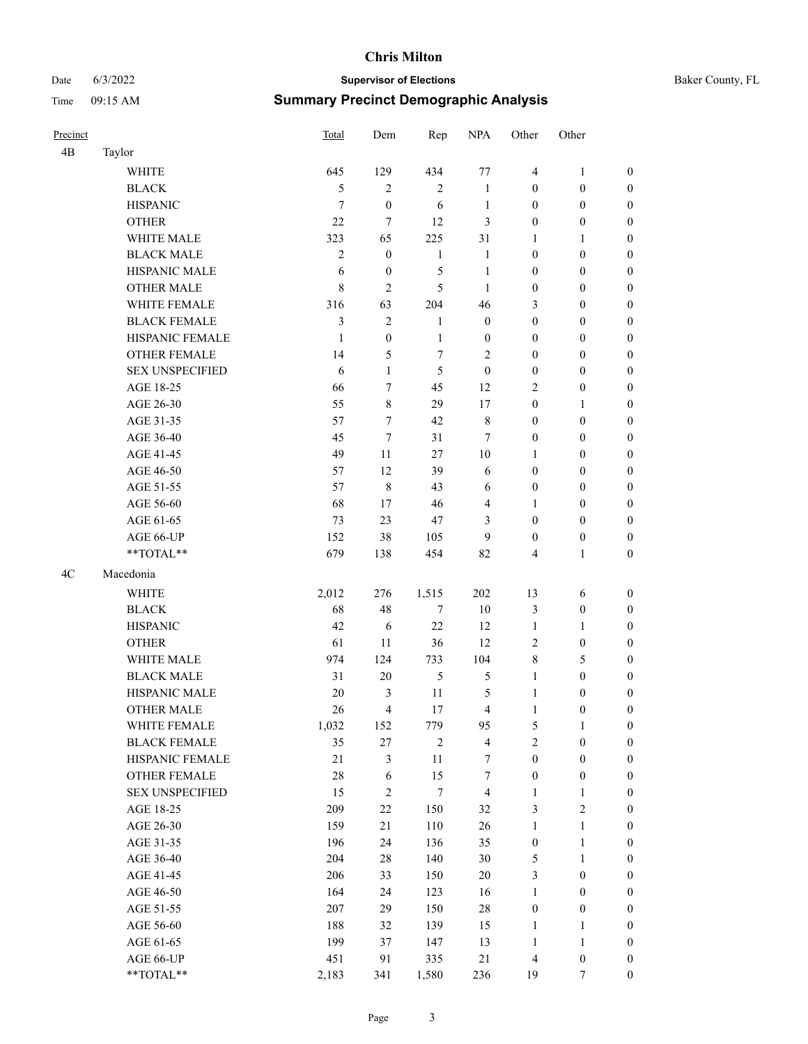# Chris Milton

Date 6/3/2022 **Supervisor of Elections** Baker County, FL

Time 09:15 AM **Summary Precinct Demographic Analysis**

| Precinct | | Total | Dem | Rep | NPA | Other | Other | |
|---|---|---|---|---|---|---|---|---|
| 4B | Taylor | | | | | | | |
| | WHITE | 645 | 129 | 434 | 77 | 4 | 1 | 0 |
| | BLACK | 5 | 2 | 2 | 1 | 0 | 0 | 0 |
| | HISPANIC | 7 | 0 | 6 | 1 | 0 | 0 | 0 |
| | OTHER | 22 | 7 | 12 | 3 | 0 | 0 | 0 |
| | WHITE MALE | 323 | 65 | 225 | 31 | 1 | 1 | 0 |
| | BLACK MALE | 2 | 0 | 1 | 1 | 0 | 0 | 0 |
| | HISPANIC MALE | 6 | 0 | 5 | 1 | 0 | 0 | 0 |
| | OTHER MALE | 8 | 2 | 5 | 1 | 0 | 0 | 0 |
| | WHITE FEMALE | 316 | 63 | 204 | 46 | 3 | 0 | 0 |
| | BLACK FEMALE | 3 | 2 | 1 | 0 | 0 | 0 | 0 |
| | HISPANIC FEMALE | 1 | 0 | 1 | 0 | 0 | 0 | 0 |
| | OTHER FEMALE | 14 | 5 | 7 | 2 | 0 | 0 | 0 |
| | SEX UNSPECIFIED | 6 | 1 | 5 | 0 | 0 | 0 | 0 |
| | AGE 18-25 | 66 | 7 | 45 | 12 | 2 | 0 | 0 |
| | AGE 26-30 | 55 | 8 | 29 | 17 | 0 | 1 | 0 |
| | AGE 31-35 | 57 | 7 | 42 | 8 | 0 | 0 | 0 |
| | AGE 36-40 | 45 | 7 | 31 | 7 | 0 | 0 | 0 |
| | AGE 41-45 | 49 | 11 | 27 | 10 | 1 | 0 | 0 |
| | AGE 46-50 | 57 | 12 | 39 | 6 | 0 | 0 | 0 |
| | AGE 51-55 | 57 | 8 | 43 | 6 | 0 | 0 | 0 |
| | AGE 56-60 | 68 | 17 | 46 | 4 | 1 | 0 | 0 |
| | AGE 61-65 | 73 | 23 | 47 | 3 | 0 | 0 | 0 |
| | AGE 66-UP | 152 | 38 | 105 | 9 | 0 | 0 | 0 |
| | **TOTAL** | 679 | 138 | 454 | 82 | 4 | 1 | 0 |
| 4C | Macedonia | | | | | | | |
| | WHITE | 2,012 | 276 | 1,515 | 202 | 13 | 6 | 0 |
| | BLACK | 68 | 48 | 7 | 10 | 3 | 0 | 0 |
| | HISPANIC | 42 | 6 | 22 | 12 | 1 | 1 | 0 |
| | OTHER | 61 | 11 | 36 | 12 | 2 | 0 | 0 |
| | WHITE MALE | 974 | 124 | 733 | 104 | 8 | 5 | 0 |
| | BLACK MALE | 31 | 20 | 5 | 5 | 1 | 0 | 0 |
| | HISPANIC MALE | 20 | 3 | 11 | 5 | 1 | 0 | 0 |
| | OTHER MALE | 26 | 4 | 17 | 4 | 1 | 0 | 0 |
| | WHITE FEMALE | 1,032 | 152 | 779 | 95 | 5 | 1 | 0 |
| | BLACK FEMALE | 35 | 27 | 2 | 4 | 2 | 0 | 0 |
| | HISPANIC FEMALE | 21 | 3 | 11 | 7 | 0 | 0 | 0 |
| | OTHER FEMALE | 28 | 6 | 15 | 7 | 0 | 0 | 0 |
| | SEX UNSPECIFIED | 15 | 2 | 7 | 4 | 1 | 1 | 0 |
| | AGE 18-25 | 209 | 22 | 150 | 32 | 3 | 2 | 0 |
| | AGE 26-30 | 159 | 21 | 110 | 26 | 1 | 1 | 0 |
| | AGE 31-35 | 196 | 24 | 136 | 35 | 0 | 1 | 0 |
| | AGE 36-40 | 204 | 28 | 140 | 30 | 5 | 1 | 0 |
| | AGE 41-45 | 206 | 33 | 150 | 20 | 3 | 0 | 0 |
| | AGE 46-50 | 164 | 24 | 123 | 16 | 1 | 0 | 0 |
| | AGE 51-55 | 207 | 29 | 150 | 28 | 0 | 0 | 0 |
| | AGE 56-60 | 188 | 32 | 139 | 15 | 1 | 1 | 0 |
| | AGE 61-65 | 199 | 37 | 147 | 13 | 1 | 1 | 0 |
| | AGE 66-UP | 451 | 91 | 335 | 21 | 4 | 0 | 0 |
| | **TOTAL** | 2,183 | 341 | 1,580 | 236 | 19 | 7 | 0 |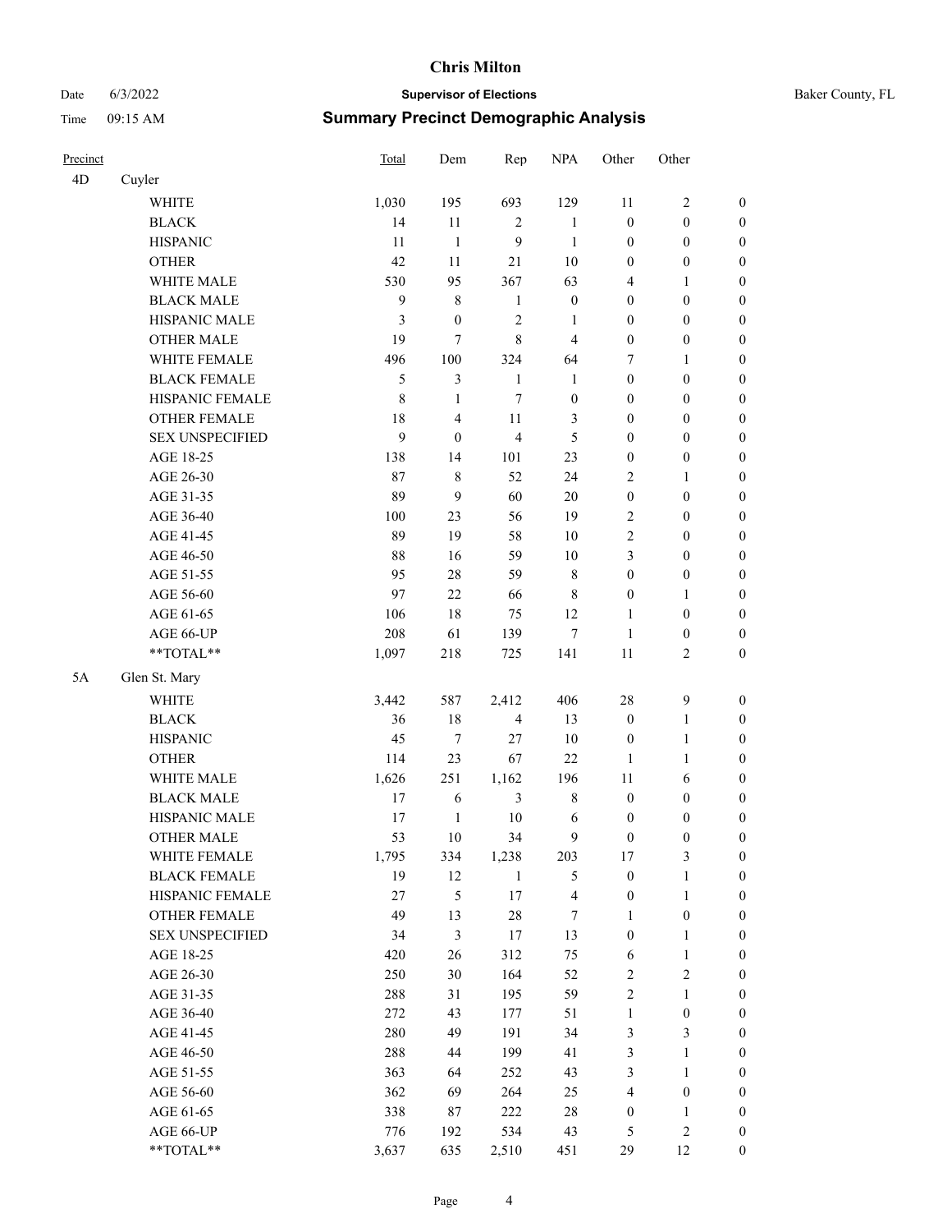# Summary Precinct Demographic Analysis

| Precinct | | Total | Dem | Rep | NPA | Other | Other | |
|---|---|---|---|---|---|---|---|---|
| 4D | Cuyler | | | | | | | |
| | WHITE | 1,030 | 195 | 693 | 129 | 11 | 2 | 0 |
| | BLACK | 14 | 11 | 2 | 1 | 0 | 0 | 0 |
| | HISPANIC | 11 | 1 | 9 | 1 | 0 | 0 | 0 |
| | OTHER | 42 | 11 | 21 | 10 | 0 | 0 | 0 |
| | WHITE MALE | 530 | 95 | 367 | 63 | 4 | 1 | 0 |
| | BLACK MALE | 9 | 8 | 1 | 0 | 0 | 0 | 0 |
| | HISPANIC MALE | 3 | 0 | 2 | 1 | 0 | 0 | 0 |
| | OTHER MALE | 19 | 7 | 8 | 4 | 0 | 0 | 0 |
| | WHITE FEMALE | 496 | 100 | 324 | 64 | 7 | 1 | 0 |
| | BLACK FEMALE | 5 | 3 | 1 | 1 | 0 | 0 | 0 |
| | HISPANIC FEMALE | 8 | 1 | 7 | 0 | 0 | 0 | 0 |
| | OTHER FEMALE | 18 | 4 | 11 | 3 | 0 | 0 | 0 |
| | SEX UNSPECIFIED | 9 | 0 | 4 | 5 | 0 | 0 | 0 |
| | AGE 18-25 | 138 | 14 | 101 | 23 | 0 | 0 | 0 |
| | AGE 26-30 | 87 | 8 | 52 | 24 | 2 | 1 | 0 |
| | AGE 31-35 | 89 | 9 | 60 | 20 | 0 | 0 | 0 |
| | AGE 36-40 | 100 | 23 | 56 | 19 | 2 | 0 | 0 |
| | AGE 41-45 | 89 | 19 | 58 | 10 | 2 | 0 | 0 |
| | AGE 46-50 | 88 | 16 | 59 | 10 | 3 | 0 | 0 |
| | AGE 51-55 | 95 | 28 | 59 | 8 | 0 | 0 | 0 |
| | AGE 56-60 | 97 | 22 | 66 | 8 | 0 | 1 | 0 |
| | AGE 61-65 | 106 | 18 | 75 | 12 | 1 | 0 | 0 |
| | AGE 66-UP | 208 | 61 | 139 | 7 | 1 | 0 | 0 |
| | **TOTAL** | 1,097 | 218 | 725 | 141 | 11 | 2 | 0 |
| 5A | Glen St. Mary | | | | | | | |
| | WHITE | 3,442 | 587 | 2,412 | 406 | 28 | 9 | 0 |
| | BLACK | 36 | 18 | 4 | 13 | 0 | 1 | 0 |
| | HISPANIC | 45 | 7 | 27 | 10 | 0 | 1 | 0 |
| | OTHER | 114 | 23 | 67 | 22 | 1 | 1 | 0 |
| | WHITE MALE | 1,626 | 251 | 1,162 | 196 | 11 | 6 | 0 |
| | BLACK MALE | 17 | 6 | 3 | 8 | 0 | 0 | 0 |
| | HISPANIC MALE | 17 | 1 | 10 | 6 | 0 | 0 | 0 |
| | OTHER MALE | 53 | 10 | 34 | 9 | 0 | 0 | 0 |
| | WHITE FEMALE | 1,795 | 334 | 1,238 | 203 | 17 | 3 | 0 |
| | BLACK FEMALE | 19 | 12 | 1 | 5 | 0 | 1 | 0 |
| | HISPANIC FEMALE | 27 | 5 | 17 | 4 | 0 | 1 | 0 |
| | OTHER FEMALE | 49 | 13 | 28 | 7 | 1 | 0 | 0 |
| | SEX UNSPECIFIED | 34 | 3 | 17 | 13 | 0 | 1 | 0 |
| | AGE 18-25 | 420 | 26 | 312 | 75 | 6 | 1 | 0 |
| | AGE 26-30 | 250 | 30 | 164 | 52 | 2 | 2 | 0 |
| | AGE 31-35 | 288 | 31 | 195 | 59 | 2 | 1 | 0 |
| | AGE 36-40 | 272 | 43 | 177 | 51 | 1 | 0 | 0 |
| | AGE 41-45 | 280 | 49 | 191 | 34 | 3 | 3 | 0 |
| | AGE 46-50 | 288 | 44 | 199 | 41 | 3 | 1 | 0 |
| | AGE 51-55 | 363 | 64 | 252 | 43 | 3 | 1 | 0 |
| | AGE 56-60 | 362 | 69 | 264 | 25 | 4 | 0 | 0 |
| | AGE 61-65 | 338 | 87 | 222 | 28 | 0 | 1 | 0 |
| | AGE 66-UP | 776 | 192 | 534 | 43 | 5 | 2 | 0 |
| | **TOTAL** | 3,637 | 635 | 2,510 | 451 | 29 | 12 | 0 |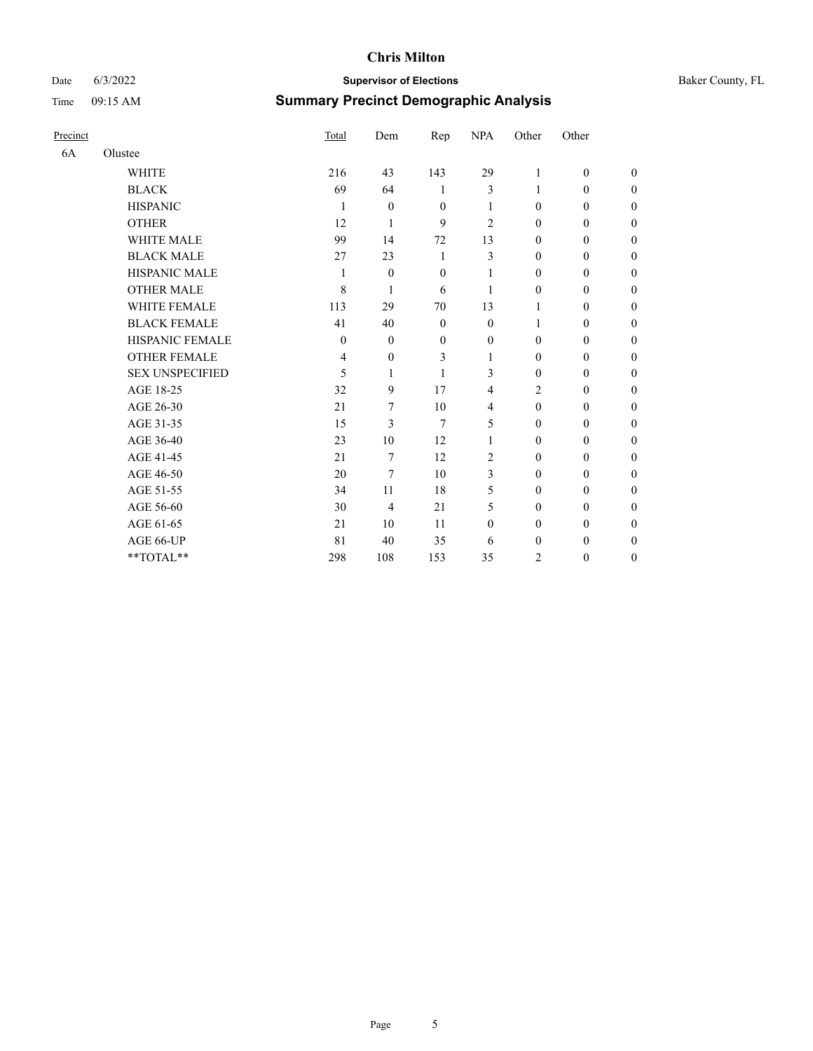# Chris Milton

Date 6/3/2022 **Supervisor of Elections** Baker County, FL

Time 09:15 AM **Summary Precinct Demographic Analysis**

| Precinct | | Total | Dem | Rep | NPA | Other | Other | |
|---|---|---|---|---|---|---|---|---|
| 6A | Olustee | | | | | | | |
| | WHITE | 216 | 43 | 143 | 29 | 1 | 0 | 0 |
| | BLACK | 69 | 64 | 1 | 3 | 1 | 0 | 0 |
| | HISPANIC | 1 | 0 | 0 | 1 | 0 | 0 | 0 |
| | OTHER | 12 | 1 | 9 | 2 | 0 | 0 | 0 |
| | WHITE MALE | 99 | 14 | 72 | 13 | 0 | 0 | 0 |
| | BLACK MALE | 27 | 23 | 1 | 3 | 0 | 0 | 0 |
| | HISPANIC MALE | 1 | 0 | 0 | 1 | 0 | 0 | 0 |
| | OTHER MALE | 8 | 1 | 6 | 1 | 0 | 0 | 0 |
| | WHITE FEMALE | 113 | 29 | 70 | 13 | 1 | 0 | 0 |
| | BLACK FEMALE | 41 | 40 | 0 | 0 | 1 | 0 | 0 |
| | HISPANIC FEMALE | 0 | 0 | 0 | 0 | 0 | 0 | 0 |
| | OTHER FEMALE | 4 | 0 | 3 | 1 | 0 | 0 | 0 |
| | SEX UNSPECIFIED | 5 | 1 | 1 | 3 | 0 | 0 | 0 |
| | AGE 18-25 | 32 | 9 | 17 | 4 | 2 | 0 | 0 |
| | AGE 26-30 | 21 | 7 | 10 | 4 | 0 | 0 | 0 |
| | AGE 31-35 | 15 | 3 | 7 | 5 | 0 | 0 | 0 |
| | AGE 36-40 | 23 | 10 | 12 | 1 | 0 | 0 | 0 |
| | AGE 41-45 | 21 | 7 | 12 | 2 | 0 | 0 | 0 |
| | AGE 46-50 | 20 | 7 | 10 | 3 | 0 | 0 | 0 |
| | AGE 51-55 | 34 | 11 | 18 | 5 | 0 | 0 | 0 |
| | AGE 56-60 | 30 | 4 | 21 | 5 | 0 | 0 | 0 |
| | AGE 61-65 | 21 | 10 | 11 | 0 | 0 | 0 | 0 |
| | AGE 66-UP | 81 | 40 | 35 | 6 | 0 | 0 | 0 |
| | **TOTAL** | 298 | 108 | 153 | 35 | 2 | 0 | 0 |